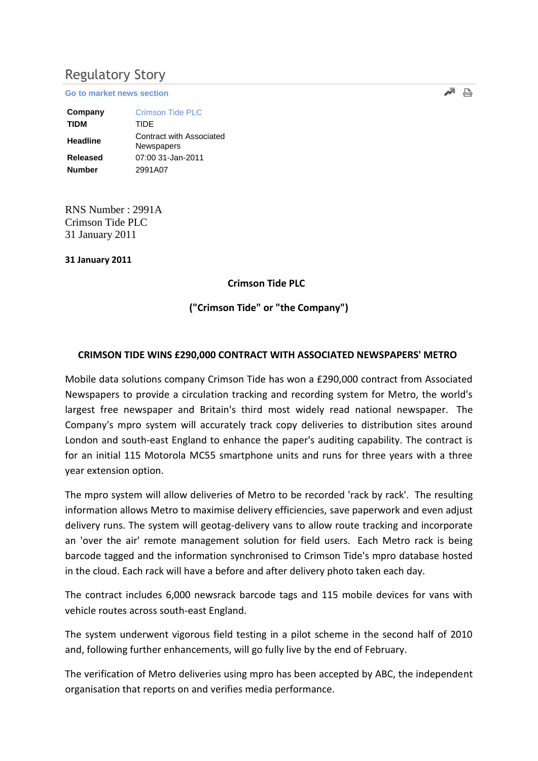# Regulatory Story

Go to market news section

| | |
|---|---|
| **Company** | Crimson Tide PLC |
| **TIDM** | TIDE |
| **Headline** | Contract with Associated Newspapers |
| **Released** | 07:00 31-Jan-2011 |
| **Number** | 2991A07 |

RNS Number : 2991A
Crimson Tide PLC
31 January 2011

**31 January 2011**

**Crimson Tide PLC**

**("Crimson Tide" or "the Company")**

**CRIMSON TIDE WINS £290,000 CONTRACT WITH ASSOCIATED NEWSPAPERS' METRO**

Mobile data solutions company Crimson Tide has won a £290,000 contract from Associated Newspapers to provide a circulation tracking and recording system for Metro, the world's largest free newspaper and Britain's third most widely read national newspaper. The Company's mpro system will accurately track copy deliveries to distribution sites around London and south-east England to enhance the paper's auditing capability. The contract is for an initial 115 Motorola MC55 smartphone units and runs for three years with a three year extension option.

The mpro system will allow deliveries of Metro to be recorded 'rack by rack'. The resulting information allows Metro to maximise delivery efficiencies, save paperwork and even adjust delivery runs. The system will geotag-delivery vans to allow route tracking and incorporate an 'over the air' remote management solution for field users. Each Metro rack is being barcode tagged and the information synchronised to Crimson Tide's mpro database hosted in the cloud. Each rack will have a before and after delivery photo taken each day.

The contract includes 6,000 newsrack barcode tags and 115 mobile devices for vans with vehicle routes across south-east England.

The system underwent vigorous field testing in a pilot scheme in the second half of 2010 and, following further enhancements, will go fully live by the end of February.

The verification of Metro deliveries using mpro has been accepted by ABC, the independent organisation that reports on and verifies media performance.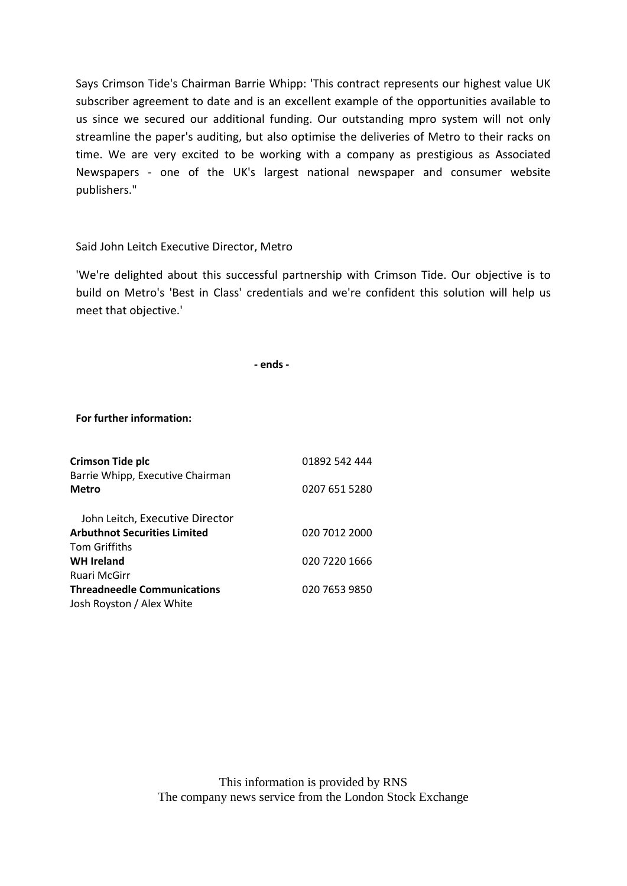Says Crimson Tide's Chairman Barrie Whipp: 'This contract represents our highest value UK subscriber agreement to date and is an excellent example of the opportunities available to us since we secured our additional funding. Our outstanding mpro system will not only streamline the paper's auditing, but also optimise the deliveries of Metro to their racks on time. We are very excited to be working with a company as prestigious as Associated Newspapers - one of the UK's largest national newspaper and consumer website publishers."

Said John Leitch Executive Director, Metro

'We're delighted about this successful partnership with Crimson Tide. Our objective is to build on Metro's 'Best in Class' credentials and we're confident this solution will help us meet that objective.'

**- ends -**

**For further information:**

| | |
|---|---|
| **Crimson Tide plc** | 01892 542 444 |
| Barrie Whipp, Executive Chairman | |
| **Metro** | 0207 651 5280 |
| John Leitch, Executive Director | |
| **Arbuthnot Securities Limited** | 020 7012 2000 |
| Tom Griffiths | |
| **WH Ireland** | 020 7220 1666 |
| Ruari McGirr | |
| **Threadneedle Communications** | 020 7653 9850 |
| Josh Royston / Alex White | |

This information is provided by RNS
The company news service from the London Stock Exchange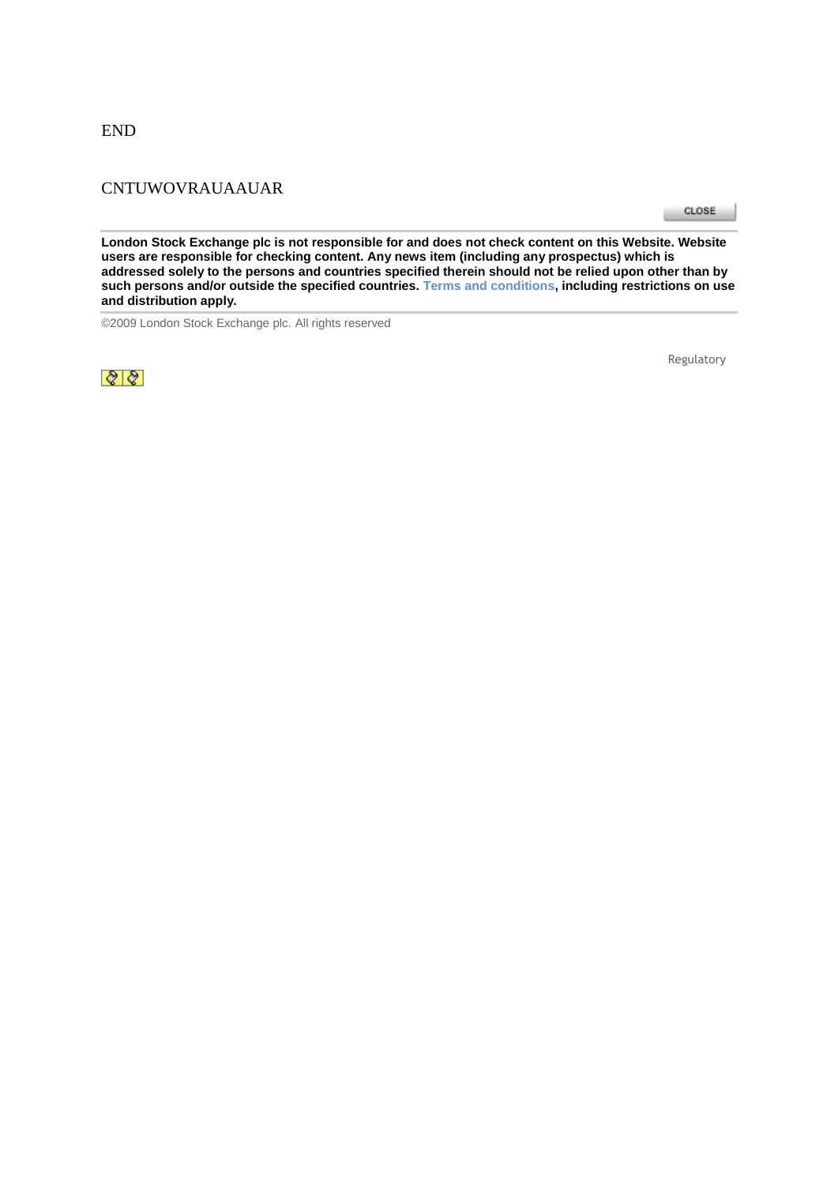END

CNTUWOVRAUAAUAR

CLOSE

**London Stock Exchange plc is not responsible for and does not check content on this Website. Website users are responsible for checking content. Any news item (including any prospectus) which is addressed solely to the persons and countries specified therein should not be relied upon other than by such persons and/or outside the specified countries. Terms and conditions, including restrictions on use and distribution apply.**

©2009 London Stock Exchange plc. All rights reserved

Regulatory